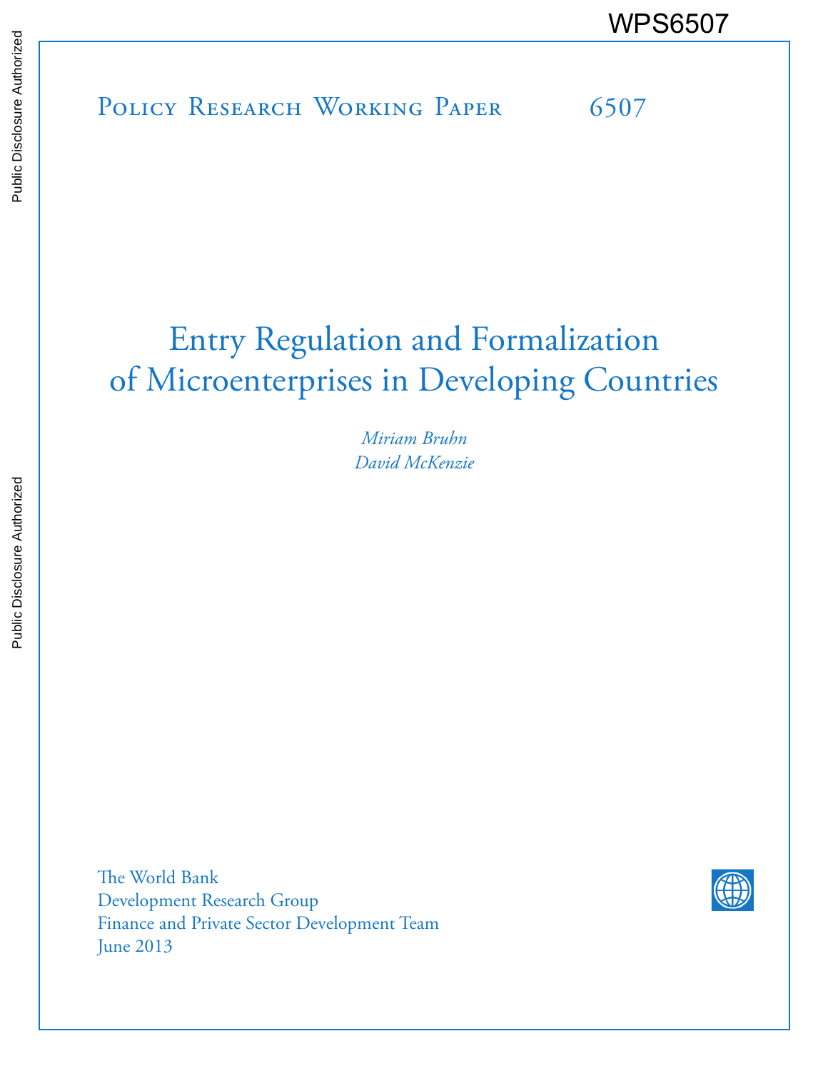WPS6507

Policy Research Working Paper 6507

# Entry Regulation and Formalization of Microenterprises in Developing Countries

*Miriam Bruhn*
*David McKenzie*

The World Bank
Development Research Group
Finance and Private Sector Development Team
June 2013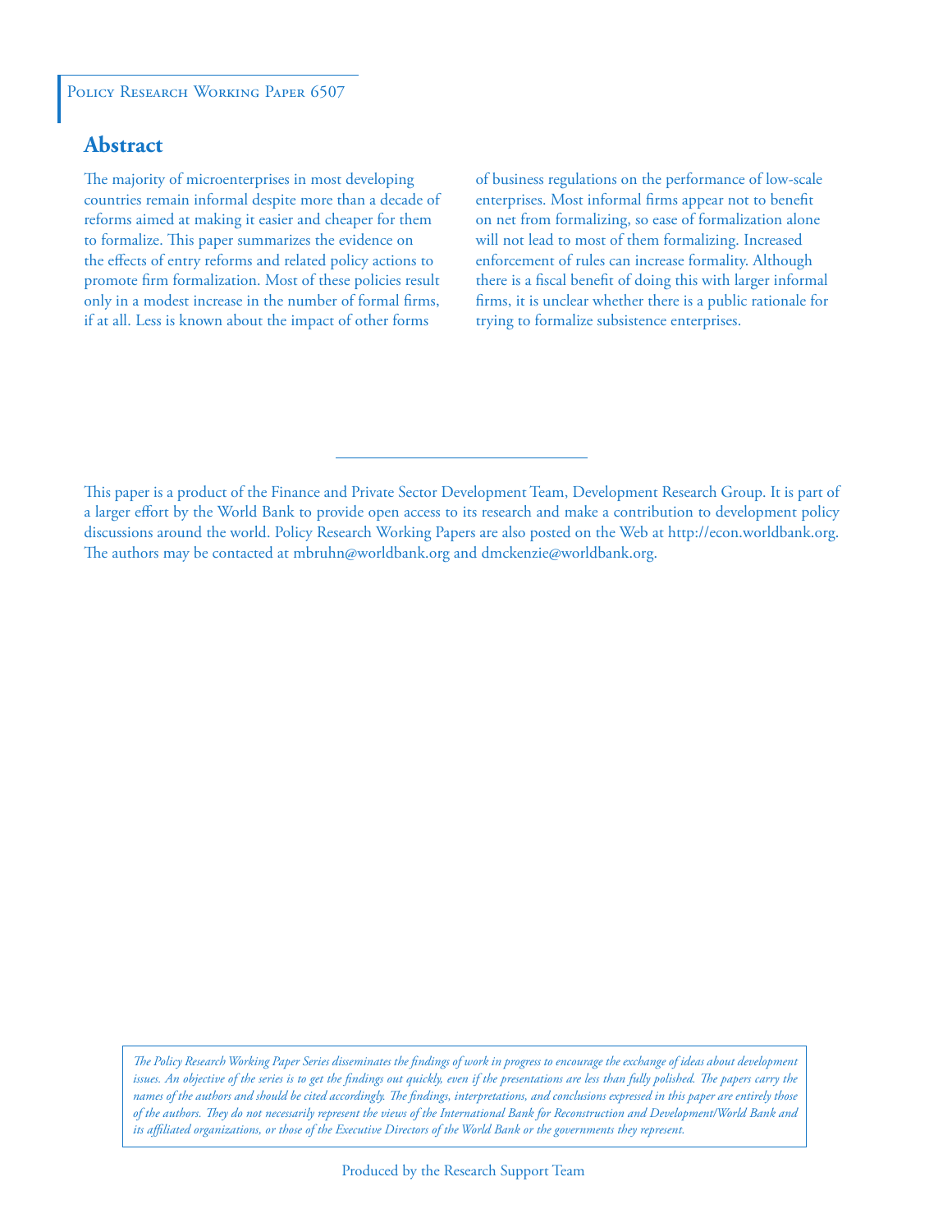Policy Research Working Paper 6507

## Abstract

The majority of microenterprises in most developing countries remain informal despite more than a decade of reforms aimed at making it easier and cheaper for them to formalize. This paper summarizes the evidence on the effects of entry reforms and related policy actions to promote firm formalization. Most of these policies result only in a modest increase in the number of formal firms, if at all. Less is known about the impact of other forms of business regulations on the performance of low-scale enterprises. Most informal firms appear not to benefit on net from formalizing, so ease of formalization alone will not lead to most of them formalizing. Increased enforcement of rules can increase formality. Although there is a fiscal benefit of doing this with larger informal firms, it is unclear whether there is a public rationale for trying to formalize subsistence enterprises.

This paper is a product of the Finance and Private Sector Development Team, Development Research Group. It is part of a larger effort by the World Bank to provide open access to its research and make a contribution to development policy discussions around the world. Policy Research Working Papers are also posted on the Web at http://econ.worldbank.org. The authors may be contacted at mbruhn@worldbank.org and dmckenzie@worldbank.org.

*The Policy Research Working Paper Series disseminates the findings of work in progress to encourage the exchange of ideas about development issues. An objective of the series is to get the findings out quickly, even if the presentations are less than fully polished. The papers carry the names of the authors and should be cited accordingly. The findings, interpretations, and conclusions expressed in this paper are entirely those of the authors. They do not necessarily represent the views of the International Bank for Reconstruction and Development/World Bank and its affiliated organizations, or those of the Executive Directors of the World Bank or the governments they represent.*

Produced by the Research Support Team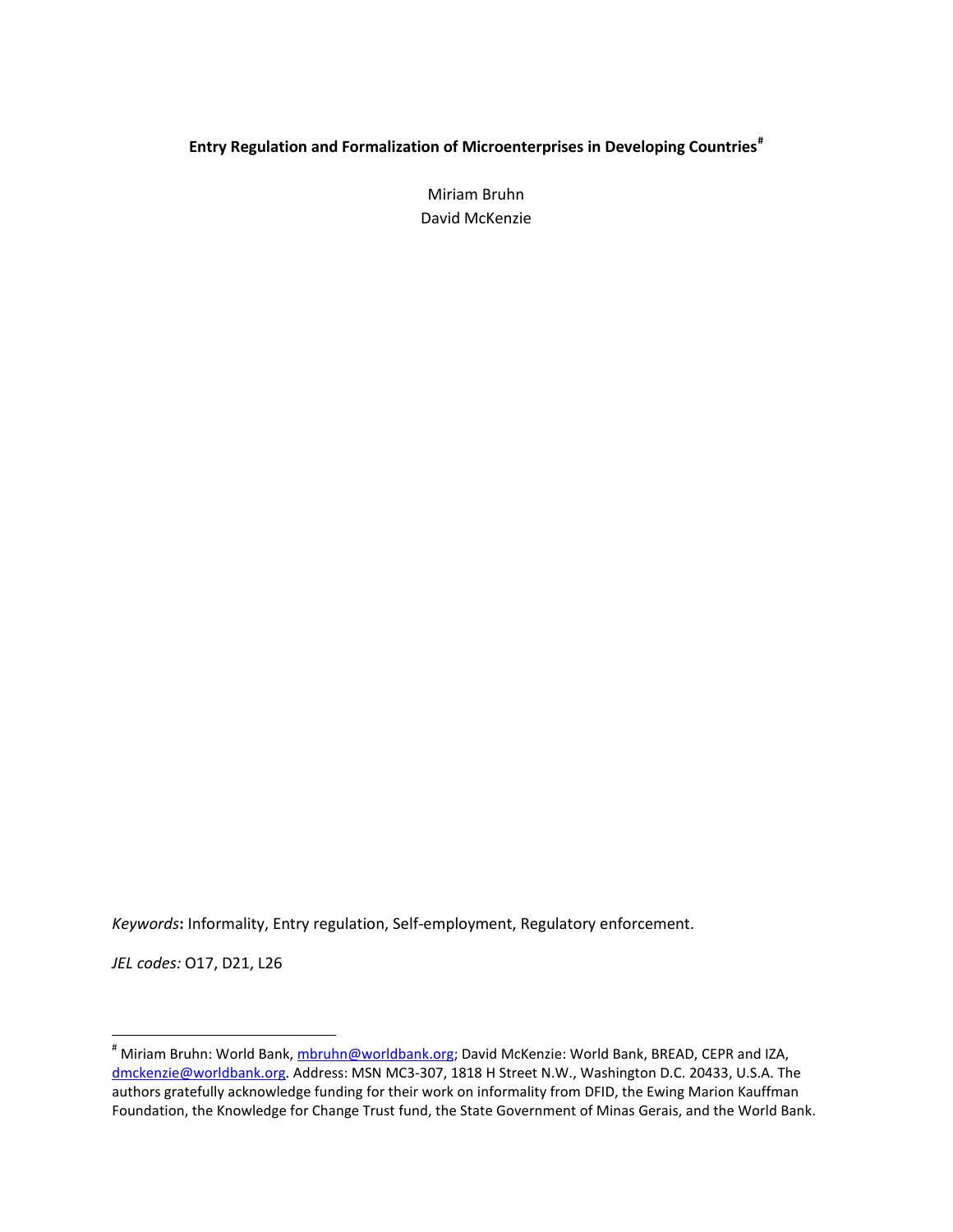**Entry Regulation and Formalization of Microenterprises in Developing Countries**[#]

Miriam Bruhn
David McKenzie

*Keywords***:** Informality, Entry regulation, Self-employment, Regulatory enforcement.

*JEL codes:* O17, D21, L26

[#] Miriam Bruhn: World Bank, mbruhn@worldbank.org; David McKenzie: World Bank, BREAD, CEPR and IZA, dmckenzie@worldbank.org. Address: MSN MC3-307, 1818 H Street N.W., Washington D.C. 20433, U.S.A. The authors gratefully acknowledge funding for their work on informality from DFID, the Ewing Marion Kauffman Foundation, the Knowledge for Change Trust fund, the State Government of Minas Gerais, and the World Bank.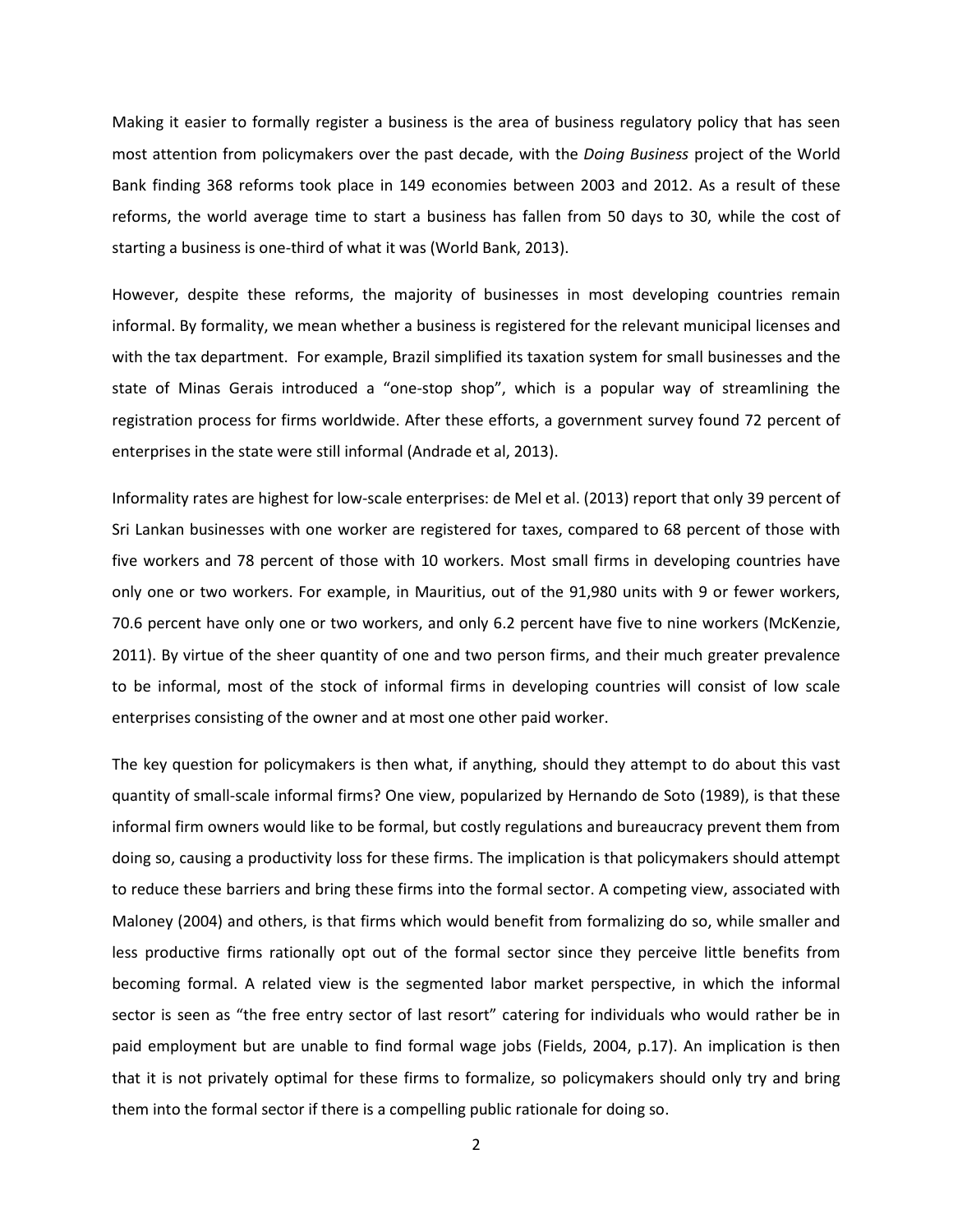Making it easier to formally register a business is the area of business regulatory policy that has seen most attention from policymakers over the past decade, with the *Doing Business* project of the World Bank finding 368 reforms took place in 149 economies between 2003 and 2012. As a result of these reforms, the world average time to start a business has fallen from 50 days to 30, while the cost of starting a business is one-third of what it was (World Bank, 2013).

However, despite these reforms, the majority of businesses in most developing countries remain informal. By formality, we mean whether a business is registered for the relevant municipal licenses and with the tax department. For example, Brazil simplified its taxation system for small businesses and the state of Minas Gerais introduced a "one-stop shop", which is a popular way of streamlining the registration process for firms worldwide. After these efforts, a government survey found 72 percent of enterprises in the state were still informal (Andrade et al, 2013).

Informality rates are highest for low-scale enterprises: de Mel et al. (2013) report that only 39 percent of Sri Lankan businesses with one worker are registered for taxes, compared to 68 percent of those with five workers and 78 percent of those with 10 workers. Most small firms in developing countries have only one or two workers. For example, in Mauritius, out of the 91,980 units with 9 or fewer workers, 70.6 percent have only one or two workers, and only 6.2 percent have five to nine workers (McKenzie, 2011). By virtue of the sheer quantity of one and two person firms, and their much greater prevalence to be informal, most of the stock of informal firms in developing countries will consist of low scale enterprises consisting of the owner and at most one other paid worker.

The key question for policymakers is then what, if anything, should they attempt to do about this vast quantity of small-scale informal firms? One view, popularized by Hernando de Soto (1989), is that these informal firm owners would like to be formal, but costly regulations and bureaucracy prevent them from doing so, causing a productivity loss for these firms. The implication is that policymakers should attempt to reduce these barriers and bring these firms into the formal sector. A competing view, associated with Maloney (2004) and others, is that firms which would benefit from formalizing do so, while smaller and less productive firms rationally opt out of the formal sector since they perceive little benefits from becoming formal. A related view is the segmented labor market perspective, in which the informal sector is seen as "the free entry sector of last resort" catering for individuals who would rather be in paid employment but are unable to find formal wage jobs (Fields, 2004, p.17). An implication is then that it is not privately optimal for these firms to formalize, so policymakers should only try and bring them into the formal sector if there is a compelling public rationale for doing so.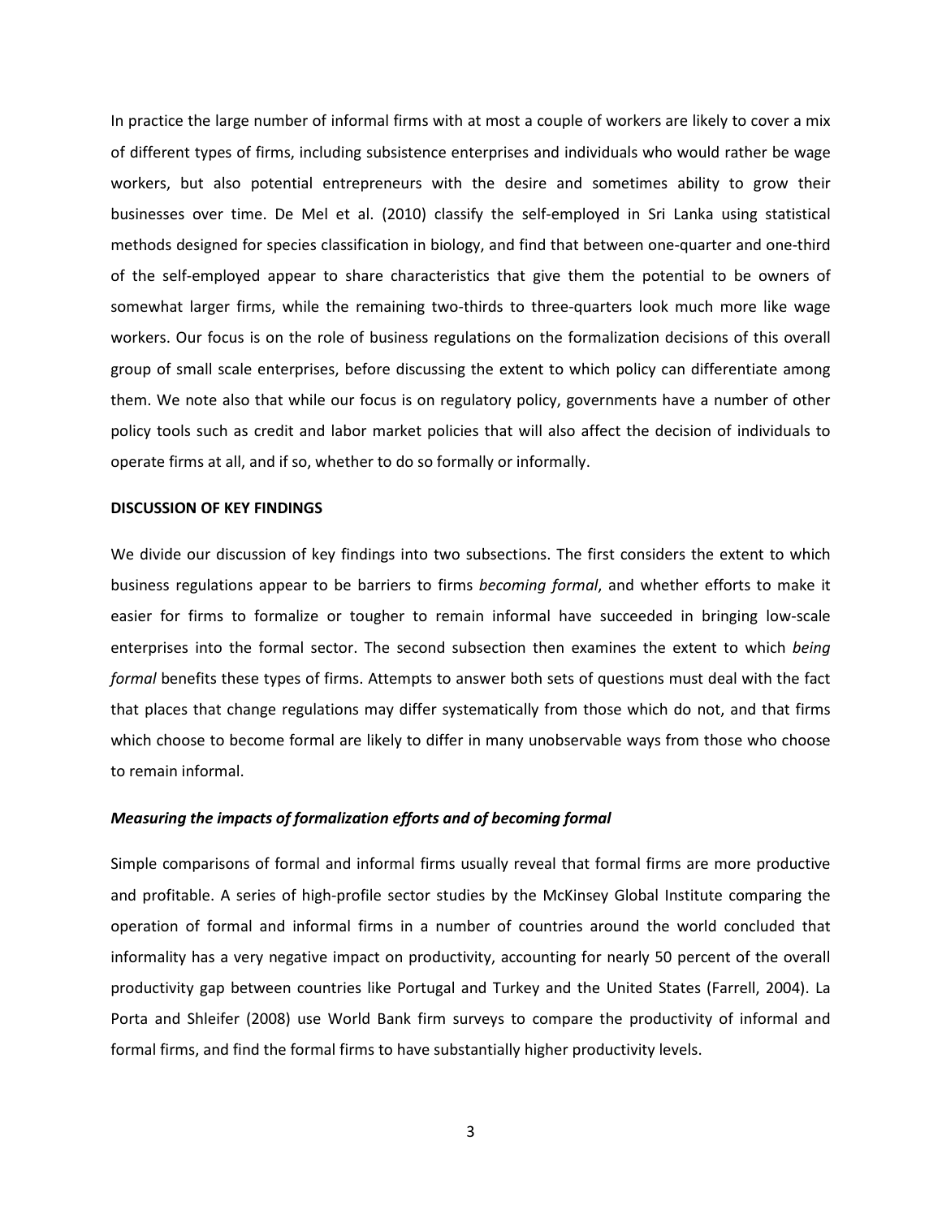In practice the large number of informal firms with at most a couple of workers are likely to cover a mix of different types of firms, including subsistence enterprises and individuals who would rather be wage workers, but also potential entrepreneurs with the desire and sometimes ability to grow their businesses over time. De Mel et al. (2010) classify the self-employed in Sri Lanka using statistical methods designed for species classification in biology, and find that between one-quarter and one-third of the self-employed appear to share characteristics that give them the potential to be owners of somewhat larger firms, while the remaining two-thirds to three-quarters look much more like wage workers. Our focus is on the role of business regulations on the formalization decisions of this overall group of small scale enterprises, before discussing the extent to which policy can differentiate among them. We note also that while our focus is on regulatory policy, governments have a number of other policy tools such as credit and labor market policies that will also affect the decision of individuals to operate firms at all, and if so, whether to do so formally or informally.

## DISCUSSION OF KEY FINDINGS

We divide our discussion of key findings into two subsections. The first considers the extent to which business regulations appear to be barriers to firms *becoming formal*, and whether efforts to make it easier for firms to formalize or tougher to remain informal have succeeded in bringing low-scale enterprises into the formal sector. The second subsection then examines the extent to which *being formal* benefits these types of firms. Attempts to answer both sets of questions must deal with the fact that places that change regulations may differ systematically from those which do not, and that firms which choose to become formal are likely to differ in many unobservable ways from those who choose to remain informal.

### *Measuring the impacts of formalization efforts and of becoming formal*

Simple comparisons of formal and informal firms usually reveal that formal firms are more productive and profitable. A series of high-profile sector studies by the McKinsey Global Institute comparing the operation of formal and informal firms in a number of countries around the world concluded that informality has a very negative impact on productivity, accounting for nearly 50 percent of the overall productivity gap between countries like Portugal and Turkey and the United States (Farrell, 2004). La Porta and Shleifer (2008) use World Bank firm surveys to compare the productivity of informal and formal firms, and find the formal firms to have substantially higher productivity levels.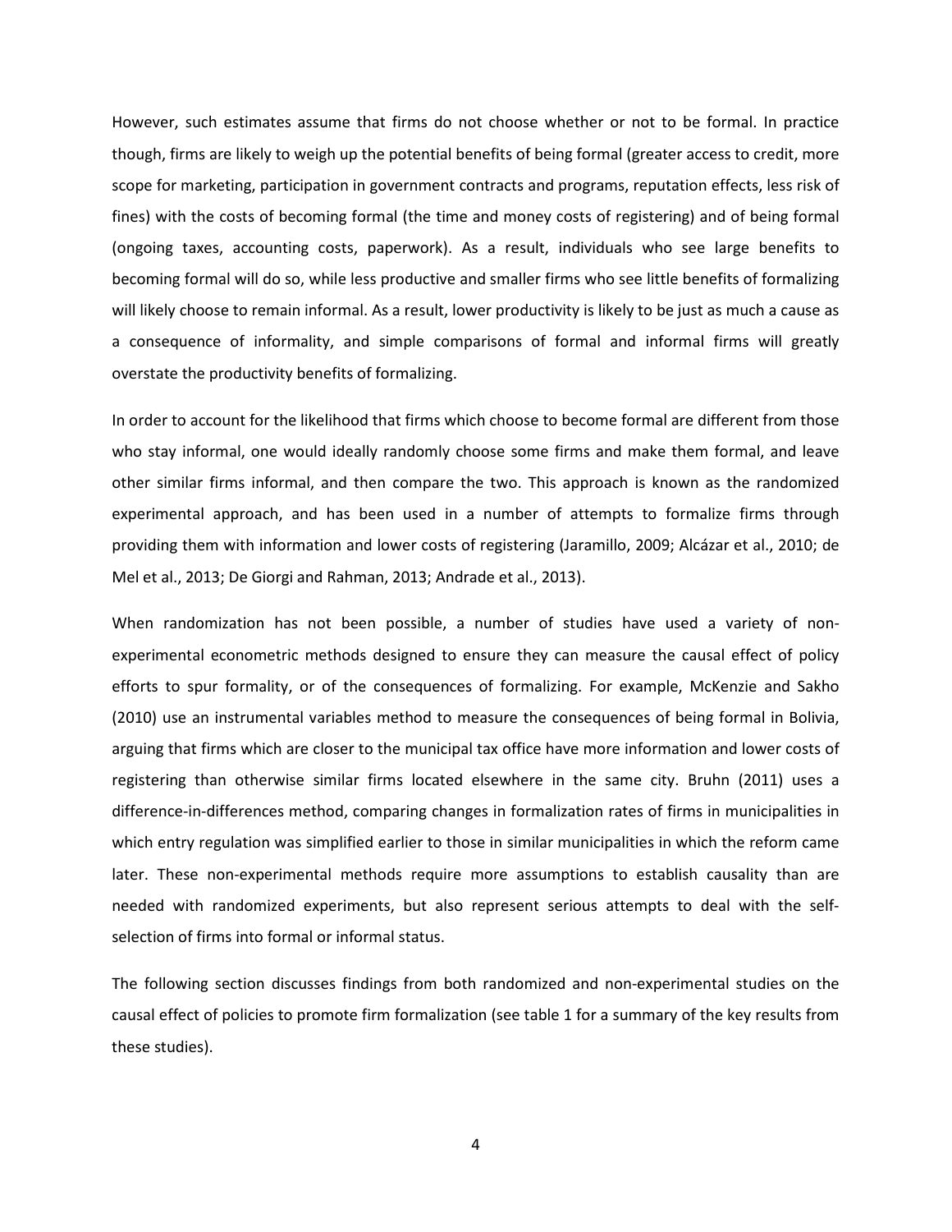However, such estimates assume that firms do not choose whether or not to be formal. In practice though, firms are likely to weigh up the potential benefits of being formal (greater access to credit, more scope for marketing, participation in government contracts and programs, reputation effects, less risk of fines) with the costs of becoming formal (the time and money costs of registering) and of being formal (ongoing taxes, accounting costs, paperwork). As a result, individuals who see large benefits to becoming formal will do so, while less productive and smaller firms who see little benefits of formalizing will likely choose to remain informal. As a result, lower productivity is likely to be just as much a cause as a consequence of informality, and simple comparisons of formal and informal firms will greatly overstate the productivity benefits of formalizing.

In order to account for the likelihood that firms which choose to become formal are different from those who stay informal, one would ideally randomly choose some firms and make them formal, and leave other similar firms informal, and then compare the two. This approach is known as the randomized experimental approach, and has been used in a number of attempts to formalize firms through providing them with information and lower costs of registering (Jaramillo, 2009; Alcázar et al., 2010; de Mel et al., 2013; De Giorgi and Rahman, 2013; Andrade et al., 2013).

When randomization has not been possible, a number of studies have used a variety of non-experimental econometric methods designed to ensure they can measure the causal effect of policy efforts to spur formality, or of the consequences of formalizing. For example, McKenzie and Sakho (2010) use an instrumental variables method to measure the consequences of being formal in Bolivia, arguing that firms which are closer to the municipal tax office have more information and lower costs of registering than otherwise similar firms located elsewhere in the same city. Bruhn (2011) uses a difference-in-differences method, comparing changes in formalization rates of firms in municipalities in which entry regulation was simplified earlier to those in similar municipalities in which the reform came later. These non-experimental methods require more assumptions to establish causality than are needed with randomized experiments, but also represent serious attempts to deal with the self-selection of firms into formal or informal status.

The following section discusses findings from both randomized and non-experimental studies on the causal effect of policies to promote firm formalization (see table 1 for a summary of the key results from these studies).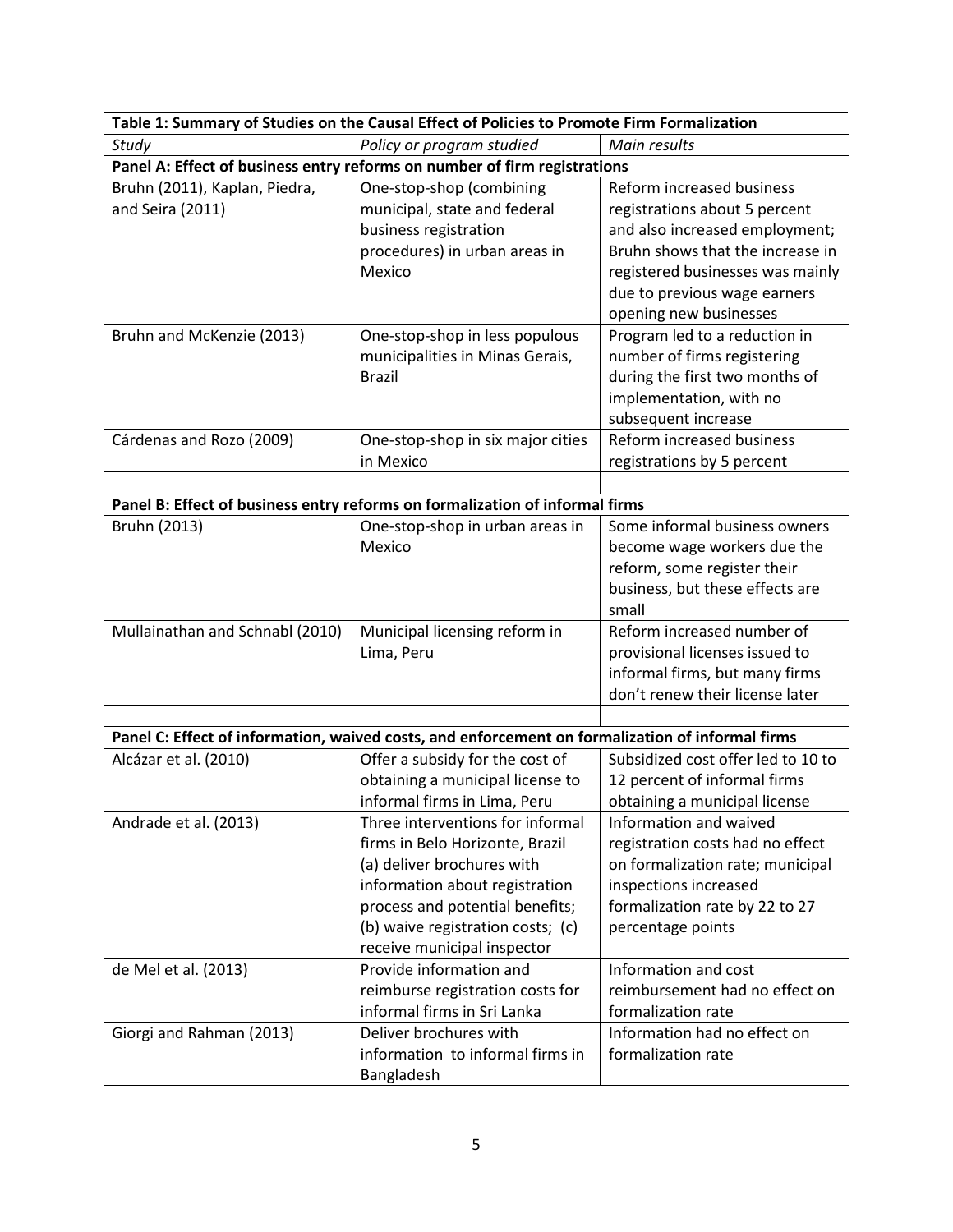| Table 1: Summary of Studies on the Causal Effect of Policies to Promote Firm Formalization | | |
|---|---|---|
| *Study* | *Policy or program studied* | *Main results* |
| **Panel A: Effect of business entry reforms on number of firm registrations** | | |
| Bruhn (2011), Kaplan, Piedra, and Seira (2011) | One-stop-shop (combining municipal, state and federal business registration procedures) in urban areas in Mexico | Reform increased business registrations about 5 percent and also increased employment; Bruhn shows that the increase in registered businesses was mainly due to previous wage earners opening new businesses |
| Bruhn and McKenzie (2013) | One-stop-shop in less populous municipalities in Minas Gerais, Brazil | Program led to a reduction in number of firms registering during the first two months of implementation, with no subsequent increase |
| Cárdenas and Rozo (2009) | One-stop-shop in six major cities in Mexico | Reform increased business registrations by 5 percent |
| | | |
| **Panel B: Effect of business entry reforms on formalization of informal firms** | | |
| Bruhn (2013) | One-stop-shop in urban areas in Mexico | Some informal business owners become wage workers due the reform, some register their business, but these effects are small |
| Mullainathan and Schnabl (2010) | Municipal licensing reform in Lima, Peru | Reform increased number of provisional licenses issued to informal firms, but many firms don't renew their license later |
| | | |
| **Panel C: Effect of information, waived costs, and enforcement on formalization of informal firms** | | |
| Alcázar et al. (2010) | Offer a subsidy for the cost of obtaining a municipal license to informal firms in Lima, Peru | Subsidized cost offer led to 10 to 12 percent of informal firms obtaining a municipal license |
| Andrade et al. (2013) | Three interventions for informal firms in Belo Horizonte, Brazil (a) deliver brochures with information about registration process and potential benefits; (b) waive registration costs; (c) receive municipal inspector | Information and waived registration costs had no effect on formalization rate; municipal inspections increased formalization rate by 22 to 27 percentage points |
| de Mel et al. (2013) | Provide information and reimburse registration costs for informal firms in Sri Lanka | Information and cost reimbursement had no effect on formalization rate |
| Giorgi and Rahman (2013) | Deliver brochures with information to informal firms in Bangladesh | Information had no effect on formalization rate |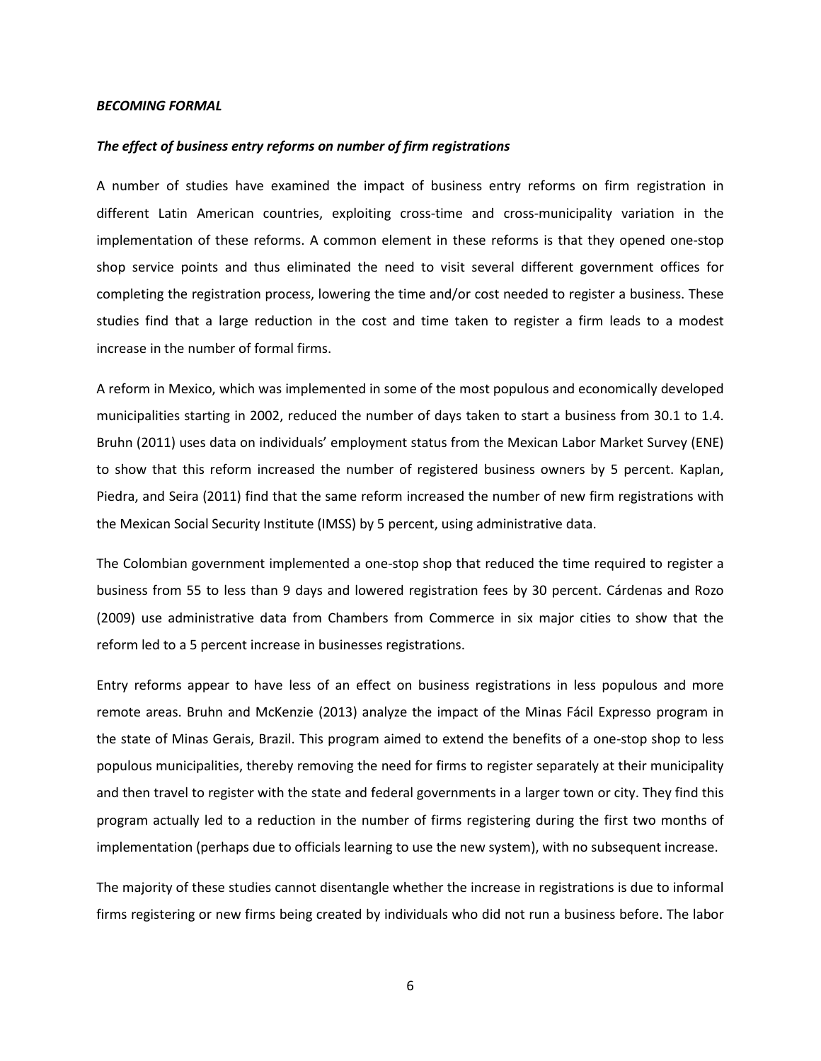***BECOMING FORMAL***

***The effect of business entry reforms on number of firm registrations***

A number of studies have examined the impact of business entry reforms on firm registration in different Latin American countries, exploiting cross-time and cross-municipality variation in the implementation of these reforms. A common element in these reforms is that they opened one-stop shop service points and thus eliminated the need to visit several different government offices for completing the registration process, lowering the time and/or cost needed to register a business. These studies find that a large reduction in the cost and time taken to register a firm leads to a modest increase in the number of formal firms.

A reform in Mexico, which was implemented in some of the most populous and economically developed municipalities starting in 2002, reduced the number of days taken to start a business from 30.1 to 1.4. Bruhn (2011) uses data on individuals' employment status from the Mexican Labor Market Survey (ENE) to show that this reform increased the number of registered business owners by 5 percent. Kaplan, Piedra, and Seira (2011) find that the same reform increased the number of new firm registrations with the Mexican Social Security Institute (IMSS) by 5 percent, using administrative data.

The Colombian government implemented a one-stop shop that reduced the time required to register a business from 55 to less than 9 days and lowered registration fees by 30 percent. Cárdenas and Rozo (2009) use administrative data from Chambers from Commerce in six major cities to show that the reform led to a 5 percent increase in businesses registrations.

Entry reforms appear to have less of an effect on business registrations in less populous and more remote areas. Bruhn and McKenzie (2013) analyze the impact of the Minas Fácil Expresso program in the state of Minas Gerais, Brazil. This program aimed to extend the benefits of a one-stop shop to less populous municipalities, thereby removing the need for firms to register separately at their municipality and then travel to register with the state and federal governments in a larger town or city. They find this program actually led to a reduction in the number of firms registering during the first two months of implementation (perhaps due to officials learning to use the new system), with no subsequent increase.

The majority of these studies cannot disentangle whether the increase in registrations is due to informal firms registering or new firms being created by individuals who did not run a business before. The labor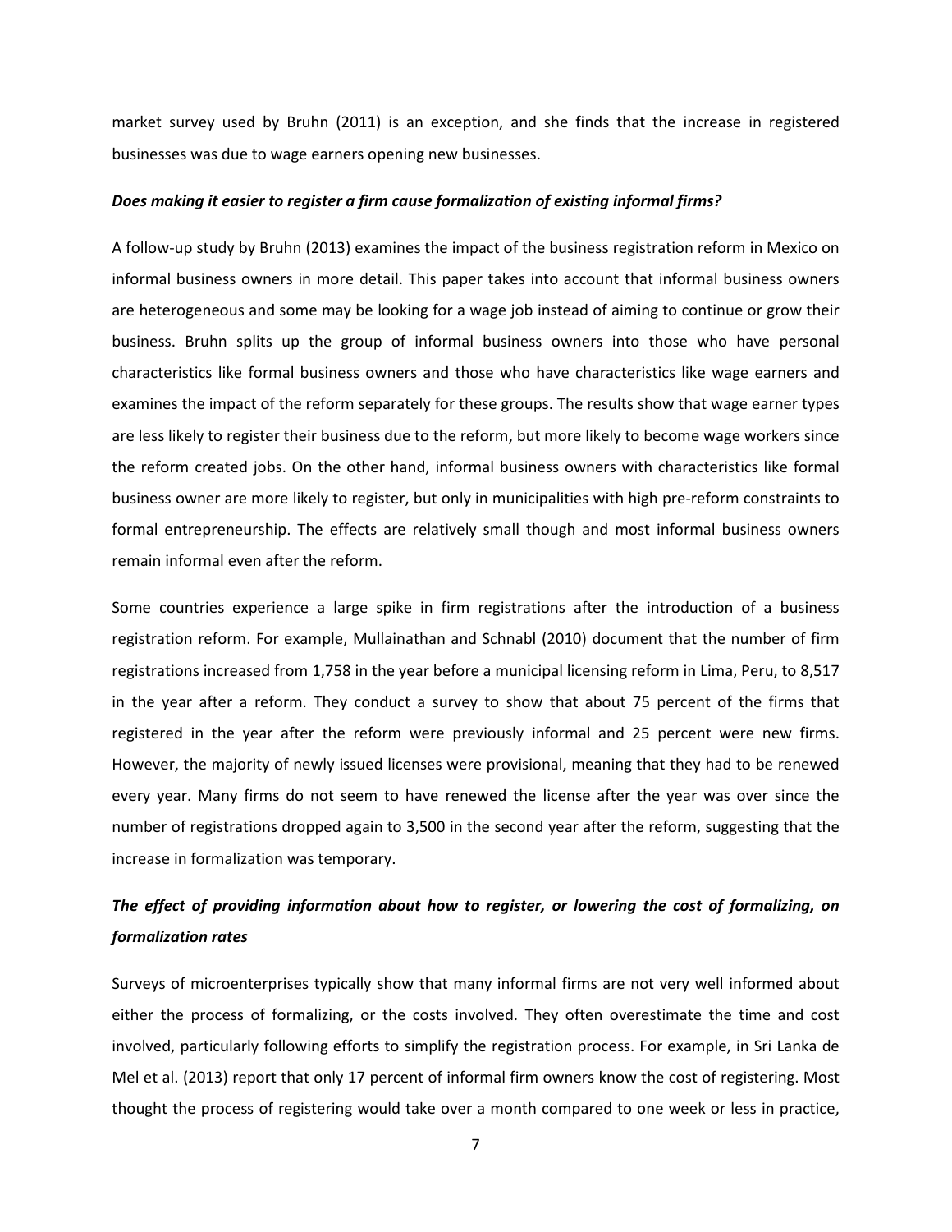market survey used by Bruhn (2011) is an exception, and she finds that the increase in registered businesses was due to wage earners opening new businesses.

***Does making it easier to register a firm cause formalization of existing informal firms?***

A follow-up study by Bruhn (2013) examines the impact of the business registration reform in Mexico on informal business owners in more detail. This paper takes into account that informal business owners are heterogeneous and some may be looking for a wage job instead of aiming to continue or grow their business. Bruhn splits up the group of informal business owners into those who have personal characteristics like formal business owners and those who have characteristics like wage earners and examines the impact of the reform separately for these groups. The results show that wage earner types are less likely to register their business due to the reform, but more likely to become wage workers since the reform created jobs. On the other hand, informal business owners with characteristics like formal business owner are more likely to register, but only in municipalities with high pre-reform constraints to formal entrepreneurship. The effects are relatively small though and most informal business owners remain informal even after the reform.

Some countries experience a large spike in firm registrations after the introduction of a business registration reform. For example, Mullainathan and Schnabl (2010) document that the number of firm registrations increased from 1,758 in the year before a municipal licensing reform in Lima, Peru, to 8,517 in the year after a reform. They conduct a survey to show that about 75 percent of the firms that registered in the year after the reform were previously informal and 25 percent were new firms. However, the majority of newly issued licenses were provisional, meaning that they had to be renewed every year. Many firms do not seem to have renewed the license after the year was over since the number of registrations dropped again to 3,500 in the second year after the reform, suggesting that the increase in formalization was temporary.

***The effect of providing information about how to register, or lowering the cost of formalizing, on formalization rates***

Surveys of microenterprises typically show that many informal firms are not very well informed about either the process of formalizing, or the costs involved. They often overestimate the time and cost involved, particularly following efforts to simplify the registration process. For example, in Sri Lanka de Mel et al. (2013) report that only 17 percent of informal firm owners know the cost of registering. Most thought the process of registering would take over a month compared to one week or less in practice,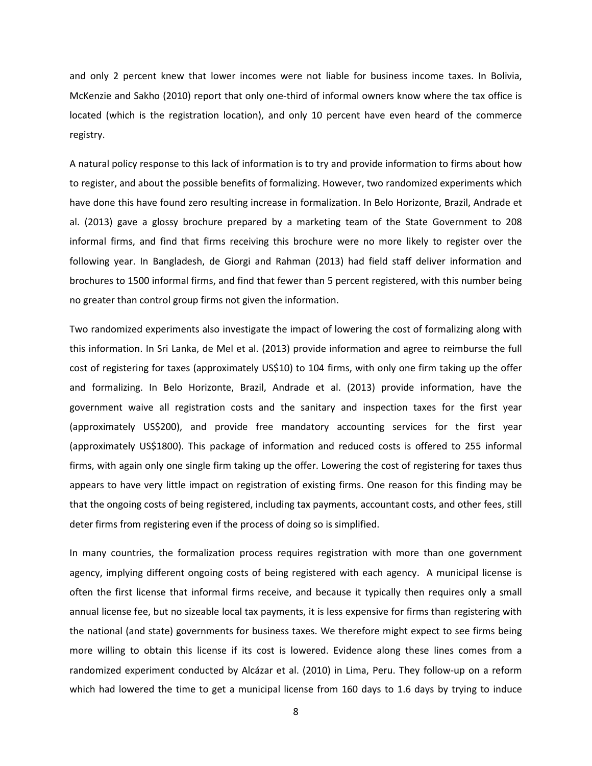and only 2 percent knew that lower incomes were not liable for business income taxes. In Bolivia, McKenzie and Sakho (2010) report that only one-third of informal owners know where the tax office is located (which is the registration location), and only 10 percent have even heard of the commerce registry.

A natural policy response to this lack of information is to try and provide information to firms about how to register, and about the possible benefits of formalizing. However, two randomized experiments which have done this have found zero resulting increase in formalization. In Belo Horizonte, Brazil, Andrade et al. (2013) gave a glossy brochure prepared by a marketing team of the State Government to 208 informal firms, and find that firms receiving this brochure were no more likely to register over the following year. In Bangladesh, de Giorgi and Rahman (2013) had field staff deliver information and brochures to 1500 informal firms, and find that fewer than 5 percent registered, with this number being no greater than control group firms not given the information.

Two randomized experiments also investigate the impact of lowering the cost of formalizing along with this information. In Sri Lanka, de Mel et al. (2013) provide information and agree to reimburse the full cost of registering for taxes (approximately US$10) to 104 firms, with only one firm taking up the offer and formalizing. In Belo Horizonte, Brazil, Andrade et al. (2013) provide information, have the government waive all registration costs and the sanitary and inspection taxes for the first year (approximately US$200), and provide free mandatory accounting services for the first year (approximately US$1800). This package of information and reduced costs is offered to 255 informal firms, with again only one single firm taking up the offer. Lowering the cost of registering for taxes thus appears to have very little impact on registration of existing firms. One reason for this finding may be that the ongoing costs of being registered, including tax payments, accountant costs, and other fees, still deter firms from registering even if the process of doing so is simplified.

In many countries, the formalization process requires registration with more than one government agency, implying different ongoing costs of being registered with each agency. A municipal license is often the first license that informal firms receive, and because it typically then requires only a small annual license fee, but no sizeable local tax payments, it is less expensive for firms than registering with the national (and state) governments for business taxes. We therefore might expect to see firms being more willing to obtain this license if its cost is lowered. Evidence along these lines comes from a randomized experiment conducted by Alcázar et al. (2010) in Lima, Peru. They follow-up on a reform which had lowered the time to get a municipal license from 160 days to 1.6 days by trying to induce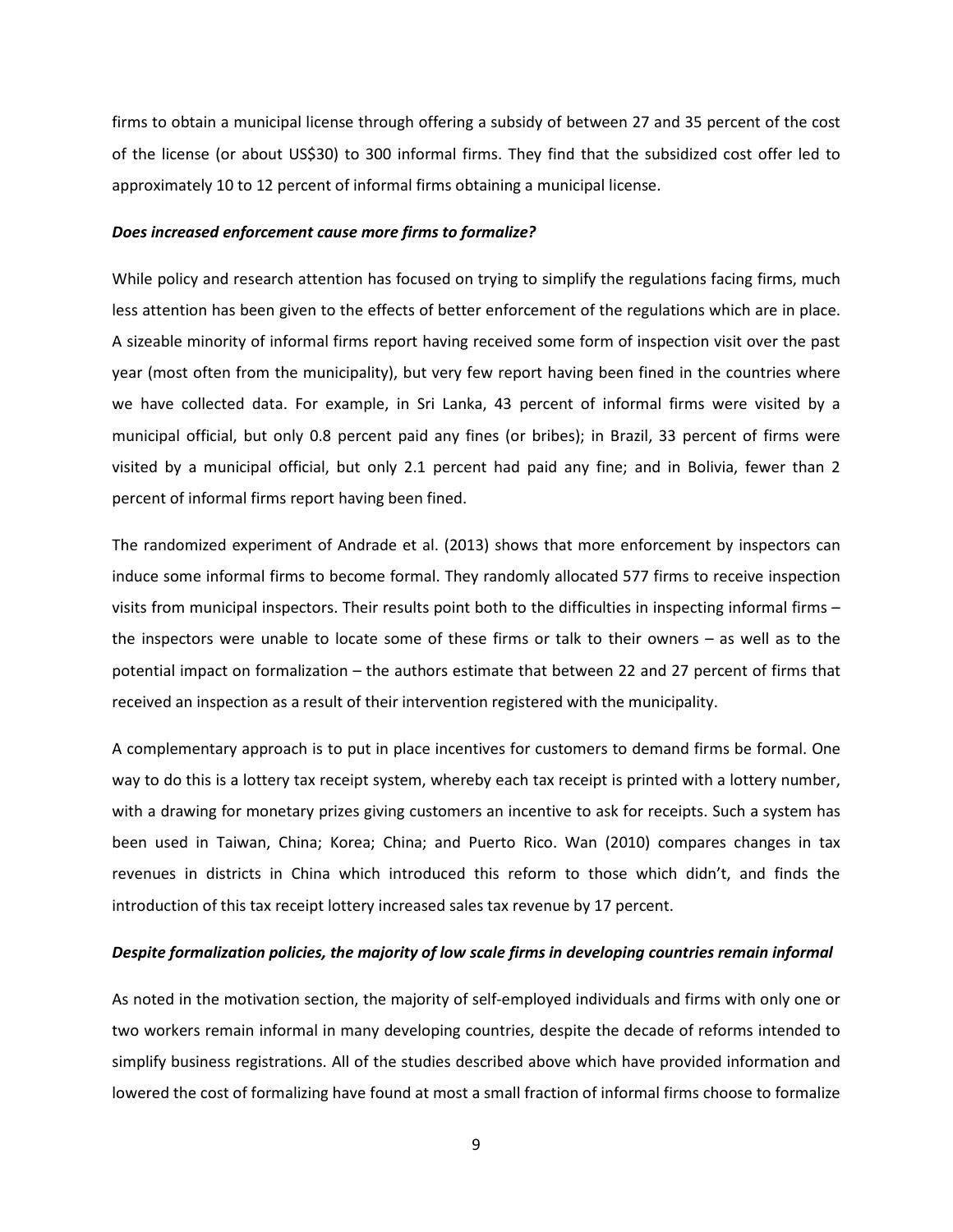firms to obtain a municipal license through offering a subsidy of between 27 and 35 percent of the cost of the license (or about US$30) to 300 informal firms. They find that the subsidized cost offer led to approximately 10 to 12 percent of informal firms obtaining a municipal license.

***Does increased enforcement cause more firms to formalize?***

While policy and research attention has focused on trying to simplify the regulations facing firms, much less attention has been given to the effects of better enforcement of the regulations which are in place. A sizeable minority of informal firms report having received some form of inspection visit over the past year (most often from the municipality), but very few report having been fined in the countries where we have collected data. For example, in Sri Lanka, 43 percent of informal firms were visited by a municipal official, but only 0.8 percent paid any fines (or bribes); in Brazil, 33 percent of firms were visited by a municipal official, but only 2.1 percent had paid any fine; and in Bolivia, fewer than 2 percent of informal firms report having been fined.

The randomized experiment of Andrade et al. (2013) shows that more enforcement by inspectors can induce some informal firms to become formal. They randomly allocated 577 firms to receive inspection visits from municipal inspectors. Their results point both to the difficulties in inspecting informal firms – the inspectors were unable to locate some of these firms or talk to their owners – as well as to the potential impact on formalization – the authors estimate that between 22 and 27 percent of firms that received an inspection as a result of their intervention registered with the municipality.

A complementary approach is to put in place incentives for customers to demand firms be formal. One way to do this is a lottery tax receipt system, whereby each tax receipt is printed with a lottery number, with a drawing for monetary prizes giving customers an incentive to ask for receipts. Such a system has been used in Taiwan, China; Korea; China; and Puerto Rico. Wan (2010) compares changes in tax revenues in districts in China which introduced this reform to those which didn't, and finds the introduction of this tax receipt lottery increased sales tax revenue by 17 percent.

***Despite formalization policies, the majority of low scale firms in developing countries remain informal***

As noted in the motivation section, the majority of self-employed individuals and firms with only one or two workers remain informal in many developing countries, despite the decade of reforms intended to simplify business registrations. All of the studies described above which have provided information and lowered the cost of formalizing have found at most a small fraction of informal firms choose to formalize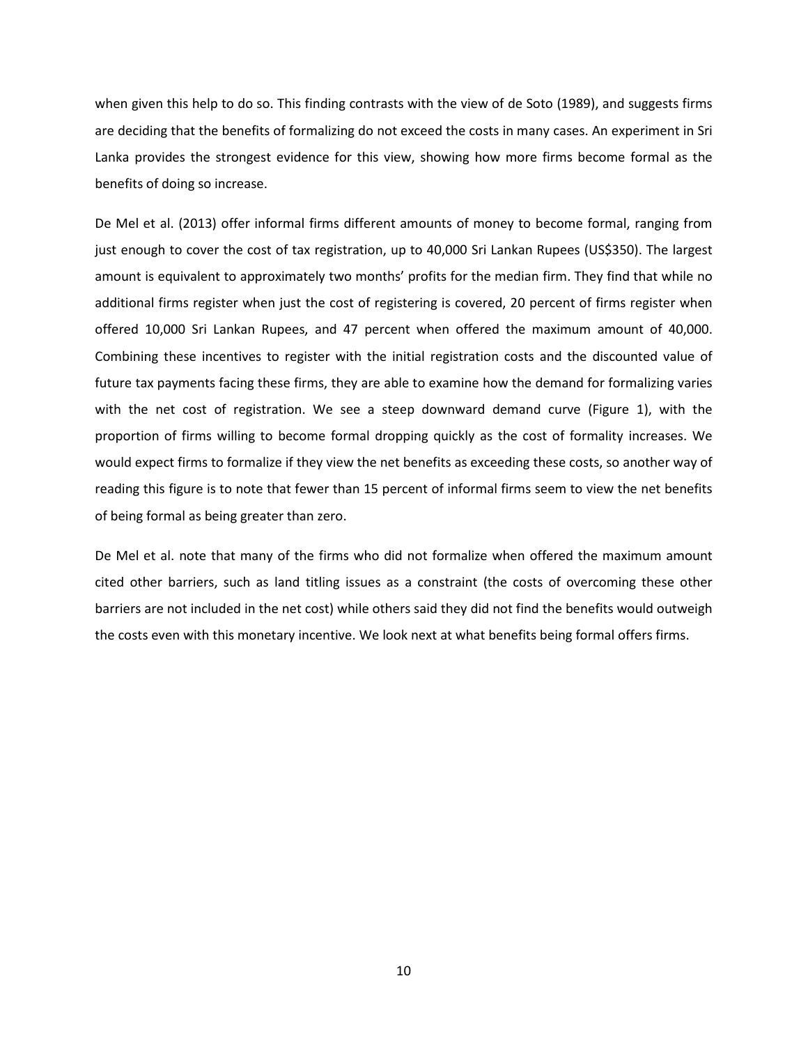when given this help to do so. This finding contrasts with the view of de Soto (1989), and suggests firms are deciding that the benefits of formalizing do not exceed the costs in many cases. An experiment in Sri Lanka provides the strongest evidence for this view, showing how more firms become formal as the benefits of doing so increase.

De Mel et al. (2013) offer informal firms different amounts of money to become formal, ranging from just enough to cover the cost of tax registration, up to 40,000 Sri Lankan Rupees (US$350). The largest amount is equivalent to approximately two months' profits for the median firm. They find that while no additional firms register when just the cost of registering is covered, 20 percent of firms register when offered 10,000 Sri Lankan Rupees, and 47 percent when offered the maximum amount of 40,000. Combining these incentives to register with the initial registration costs and the discounted value of future tax payments facing these firms, they are able to examine how the demand for formalizing varies with the net cost of registration. We see a steep downward demand curve (Figure 1), with the proportion of firms willing to become formal dropping quickly as the cost of formality increases. We would expect firms to formalize if they view the net benefits as exceeding these costs, so another way of reading this figure is to note that fewer than 15 percent of informal firms seem to view the net benefits of being formal as being greater than zero.

De Mel et al. note that many of the firms who did not formalize when offered the maximum amount cited other barriers, such as land titling issues as a constraint (the costs of overcoming these other barriers are not included in the net cost) while others said they did not find the benefits would outweigh the costs even with this monetary incentive. We look next at what benefits being formal offers firms.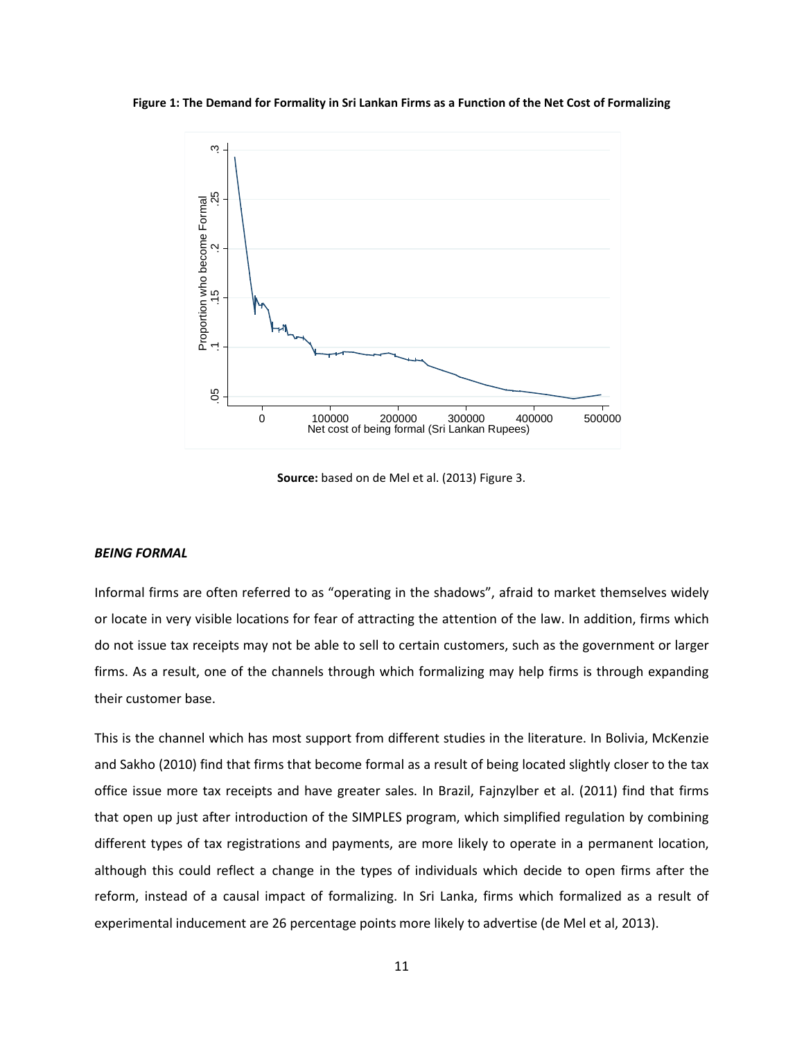**Figure 1: The Demand for Formality in Sri Lankan Firms as a Function of the Net Cost of Formalizing**

**Source:** based on de Mel et al. (2013) Figure 3.

### *BEING FORMAL*

Informal firms are often referred to as "operating in the shadows", afraid to market themselves widely or locate in very visible locations for fear of attracting the attention of the law. In addition, firms which do not issue tax receipts may not be able to sell to certain customers, such as the government or larger firms. As a result, one of the channels through which formalizing may help firms is through expanding their customer base.

This is the channel which has most support from different studies in the literature. In Bolivia, McKenzie and Sakho (2010) find that firms that become formal as a result of being located slightly closer to the tax office issue more tax receipts and have greater sales. In Brazil, Fajnzylber et al. (2011) find that firms that open up just after introduction of the SIMPLES program, which simplified regulation by combining different types of tax registrations and payments, are more likely to operate in a permanent location, although this could reflect a change in the types of individuals which decide to open firms after the reform, instead of a causal impact of formalizing. In Sri Lanka, firms which formalized as a result of experimental inducement are 26 percentage points more likely to advertise (de Mel et al, 2013).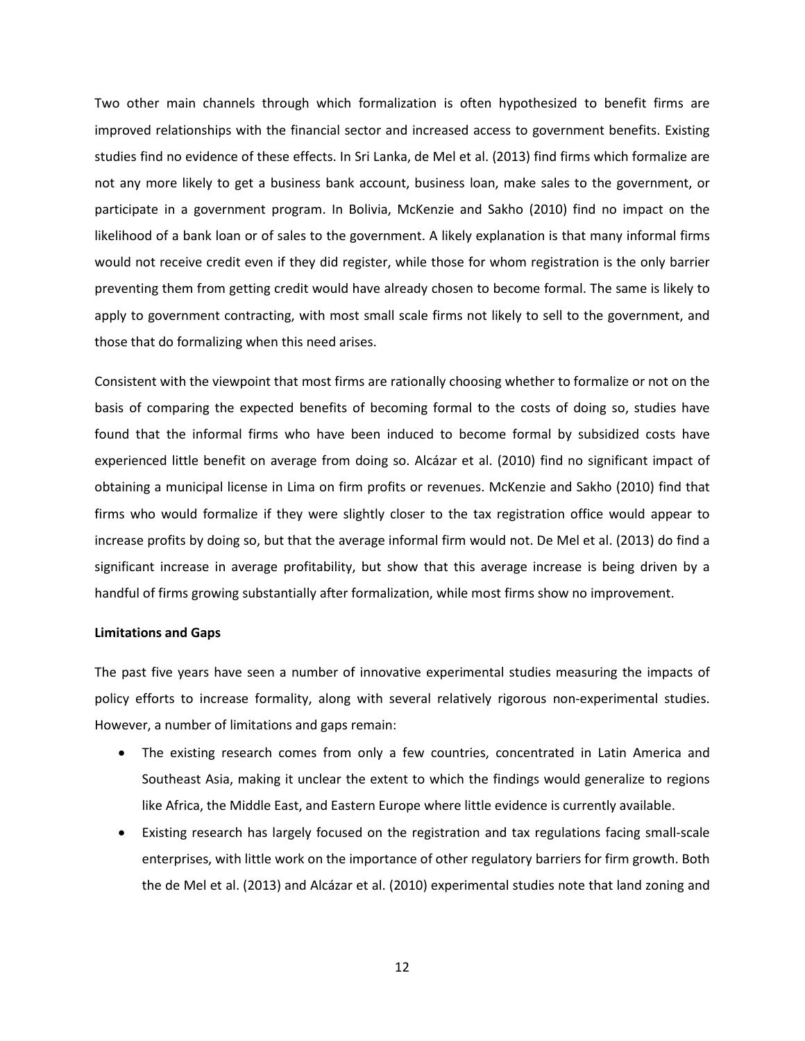Two other main channels through which formalization is often hypothesized to benefit firms are improved relationships with the financial sector and increased access to government benefits. Existing studies find no evidence of these effects. In Sri Lanka, de Mel et al. (2013) find firms which formalize are not any more likely to get a business bank account, business loan, make sales to the government, or participate in a government program. In Bolivia, McKenzie and Sakho (2010) find no impact on the likelihood of a bank loan or of sales to the government. A likely explanation is that many informal firms would not receive credit even if they did register, while those for whom registration is the only barrier preventing them from getting credit would have already chosen to become formal. The same is likely to apply to government contracting, with most small scale firms not likely to sell to the government, and those that do formalizing when this need arises.

Consistent with the viewpoint that most firms are rationally choosing whether to formalize or not on the basis of comparing the expected benefits of becoming formal to the costs of doing so, studies have found that the informal firms who have been induced to become formal by subsidized costs have experienced little benefit on average from doing so. Alcázar et al. (2010) find no significant impact of obtaining a municipal license in Lima on firm profits or revenues. McKenzie and Sakho (2010) find that firms who would formalize if they were slightly closer to the tax registration office would appear to increase profits by doing so, but that the average informal firm would not. De Mel et al. (2013) do find a significant increase in average profitability, but show that this average increase is being driven by a handful of firms growing substantially after formalization, while most firms show no improvement.

**Limitations and Gaps**

The past five years have seen a number of innovative experimental studies measuring the impacts of policy efforts to increase formality, along with several relatively rigorous non-experimental studies. However, a number of limitations and gaps remain:

- The existing research comes from only a few countries, concentrated in Latin America and Southeast Asia, making it unclear the extent to which the findings would generalize to regions like Africa, the Middle East, and Eastern Europe where little evidence is currently available.
- Existing research has largely focused on the registration and tax regulations facing small-scale enterprises, with little work on the importance of other regulatory barriers for firm growth. Both the de Mel et al. (2013) and Alcázar et al. (2010) experimental studies note that land zoning and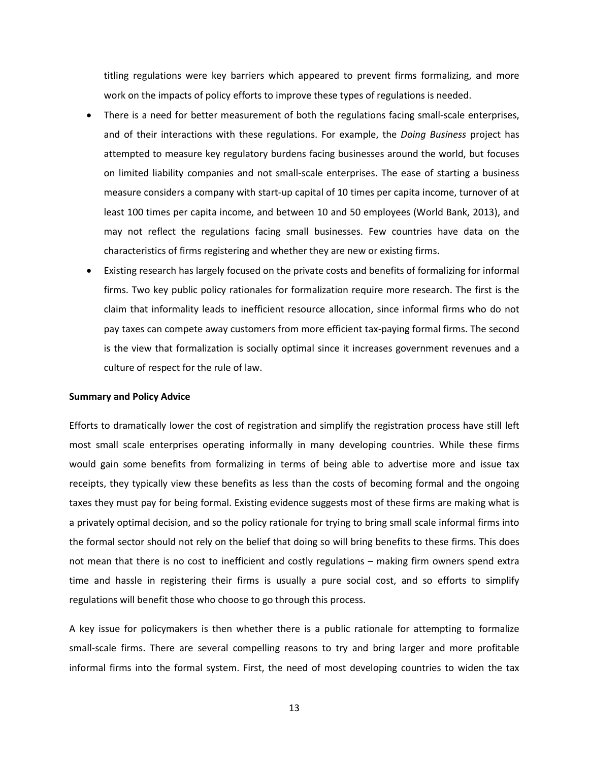titling regulations were key barriers which appeared to prevent firms formalizing, and more work on the impacts of policy efforts to improve these types of regulations is needed.

- There is a need for better measurement of both the regulations facing small-scale enterprises, and of their interactions with these regulations. For example, the *Doing Business* project has attempted to measure key regulatory burdens facing businesses around the world, but focuses on limited liability companies and not small-scale enterprises. The ease of starting a business measure considers a company with start-up capital of 10 times per capita income, turnover of at least 100 times per capita income, and between 10 and 50 employees (World Bank, 2013), and may not reflect the regulations facing small businesses. Few countries have data on the characteristics of firms registering and whether they are new or existing firms.
- Existing research has largely focused on the private costs and benefits of formalizing for informal firms. Two key public policy rationales for formalization require more research. The first is the claim that informality leads to inefficient resource allocation, since informal firms who do not pay taxes can compete away customers from more efficient tax-paying formal firms. The second is the view that formalization is socially optimal since it increases government revenues and a culture of respect for the rule of law.

**Summary and Policy Advice**

Efforts to dramatically lower the cost of registration and simplify the registration process have still left most small scale enterprises operating informally in many developing countries. While these firms would gain some benefits from formalizing in terms of being able to advertise more and issue tax receipts, they typically view these benefits as less than the costs of becoming formal and the ongoing taxes they must pay for being formal. Existing evidence suggests most of these firms are making what is a privately optimal decision, and so the policy rationale for trying to bring small scale informal firms into the formal sector should not rely on the belief that doing so will bring benefits to these firms. This does not mean that there is no cost to inefficient and costly regulations – making firm owners spend extra time and hassle in registering their firms is usually a pure social cost, and so efforts to simplify regulations will benefit those who choose to go through this process.

A key issue for policymakers is then whether there is a public rationale for attempting to formalize small-scale firms. There are several compelling reasons to try and bring larger and more profitable informal firms into the formal system. First, the need of most developing countries to widen the tax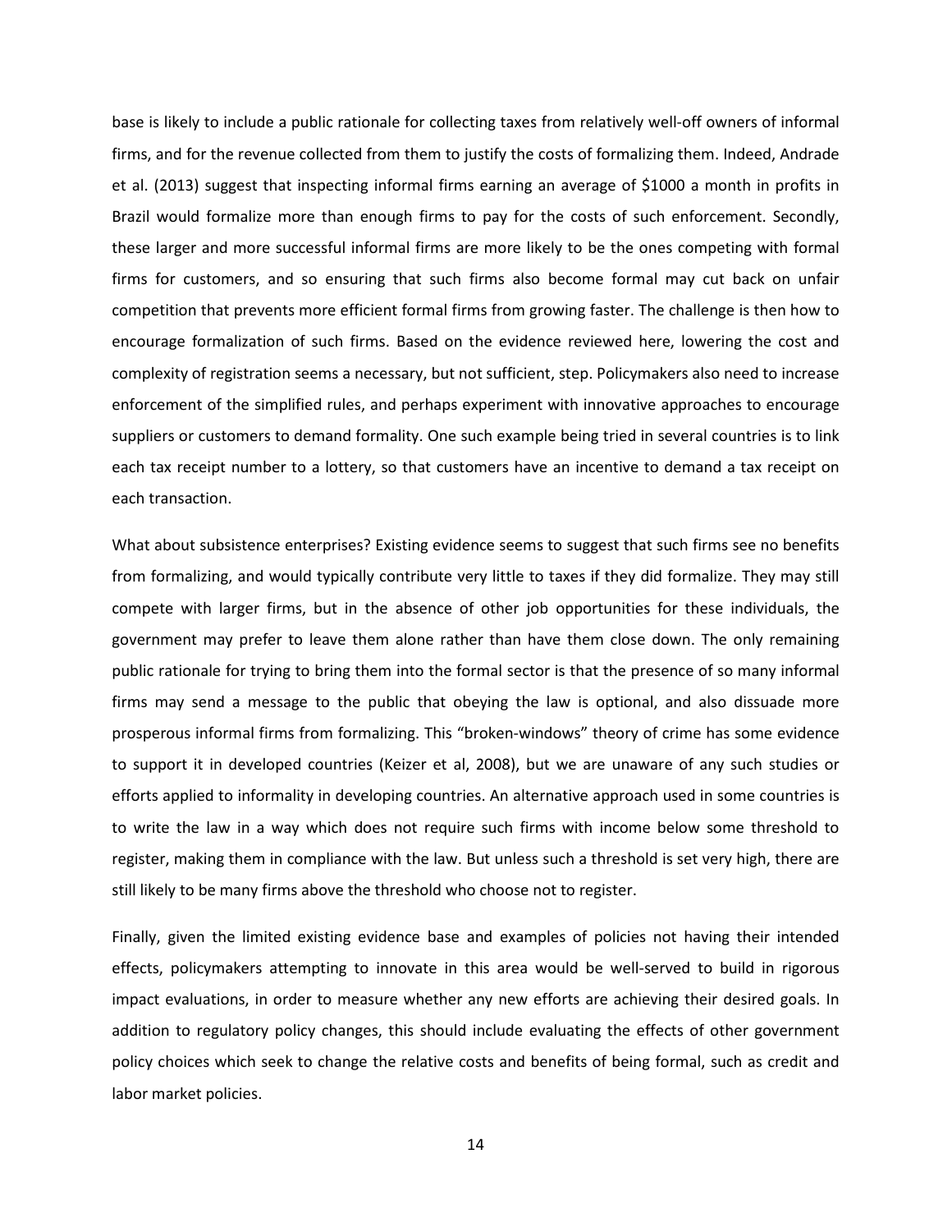base is likely to include a public rationale for collecting taxes from relatively well-off owners of informal firms, and for the revenue collected from them to justify the costs of formalizing them. Indeed, Andrade et al. (2013) suggest that inspecting informal firms earning an average of $1000 a month in profits in Brazil would formalize more than enough firms to pay for the costs of such enforcement. Secondly, these larger and more successful informal firms are more likely to be the ones competing with formal firms for customers, and so ensuring that such firms also become formal may cut back on unfair competition that prevents more efficient formal firms from growing faster. The challenge is then how to encourage formalization of such firms. Based on the evidence reviewed here, lowering the cost and complexity of registration seems a necessary, but not sufficient, step. Policymakers also need to increase enforcement of the simplified rules, and perhaps experiment with innovative approaches to encourage suppliers or customers to demand formality. One such example being tried in several countries is to link each tax receipt number to a lottery, so that customers have an incentive to demand a tax receipt on each transaction.

What about subsistence enterprises? Existing evidence seems to suggest that such firms see no benefits from formalizing, and would typically contribute very little to taxes if they did formalize. They may still compete with larger firms, but in the absence of other job opportunities for these individuals, the government may prefer to leave them alone rather than have them close down. The only remaining public rationale for trying to bring them into the formal sector is that the presence of so many informal firms may send a message to the public that obeying the law is optional, and also dissuade more prosperous informal firms from formalizing. This "broken-windows" theory of crime has some evidence to support it in developed countries (Keizer et al, 2008), but we are unaware of any such studies or efforts applied to informality in developing countries. An alternative approach used in some countries is to write the law in a way which does not require such firms with income below some threshold to register, making them in compliance with the law. But unless such a threshold is set very high, there are still likely to be many firms above the threshold who choose not to register.

Finally, given the limited existing evidence base and examples of policies not having their intended effects, policymakers attempting to innovate in this area would be well-served to build in rigorous impact evaluations, in order to measure whether any new efforts are achieving their desired goals. In addition to regulatory policy changes, this should include evaluating the effects of other government policy choices which seek to change the relative costs and benefits of being formal, such as credit and labor market policies.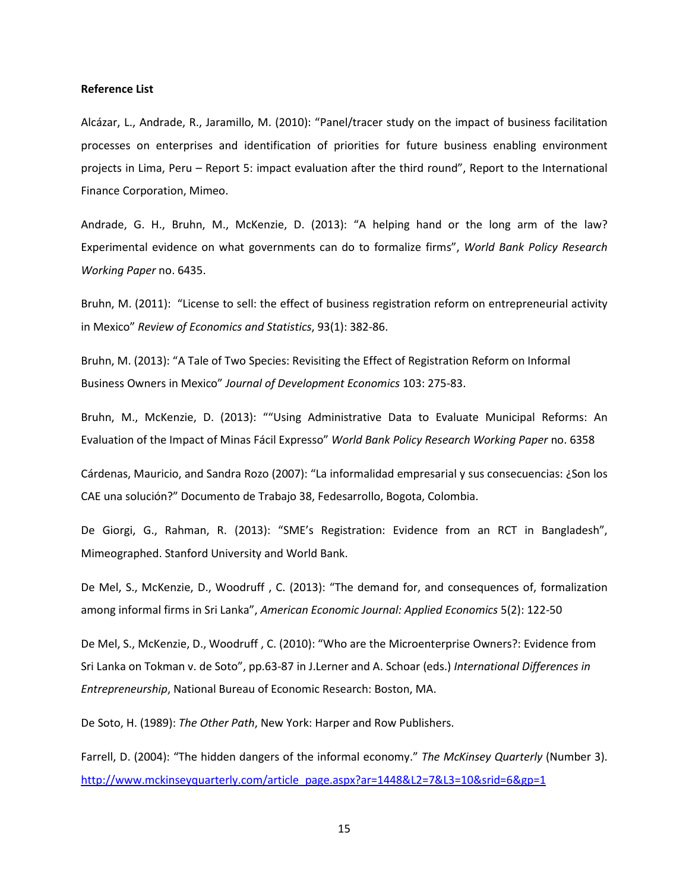**Reference List**

Alcázar, L., Andrade, R., Jaramillo, M. (2010): "Panel/tracer study on the impact of business facilitation processes on enterprises and identification of priorities for future business enabling environment projects in Lima, Peru – Report 5: impact evaluation after the third round", Report to the International Finance Corporation, Mimeo.

Andrade, G. H., Bruhn, M., McKenzie, D. (2013): "A helping hand or the long arm of the law? Experimental evidence on what governments can do to formalize firms", *World Bank Policy Research Working Paper* no. 6435.

Bruhn, M. (2011): "License to sell: the effect of business registration reform on entrepreneurial activity in Mexico" *Review of Economics and Statistics*, 93(1): 382-86.

Bruhn, M. (2013): "A Tale of Two Species: Revisiting the Effect of Registration Reform on Informal Business Owners in Mexico" *Journal of Development Economics* 103: 275-83.

Bruhn, M., McKenzie, D. (2013): ""Using Administrative Data to Evaluate Municipal Reforms: An Evaluation of the Impact of Minas Fácil Expresso" *World Bank Policy Research Working Paper* no. 6358

Cárdenas, Mauricio, and Sandra Rozo (2007): "La informalidad empresarial y sus consecuencias: ¿Son los CAE una solución?" Documento de Trabajo 38, Fedesarrollo, Bogota, Colombia.

De Giorgi, G., Rahman, R. (2013): "SME's Registration: Evidence from an RCT in Bangladesh", Mimeographed. Stanford University and World Bank.

De Mel, S., McKenzie, D., Woodruff , C. (2013): "The demand for, and consequences of, formalization among informal firms in Sri Lanka", *American Economic Journal: Applied Economics* 5(2): 122-50

De Mel, S., McKenzie, D., Woodruff , C. (2010): "Who are the Microenterprise Owners?: Evidence from Sri Lanka on Tokman v. de Soto", pp.63-87 in J.Lerner and A. Schoar (eds.) *International Differences in Entrepreneurship*, National Bureau of Economic Research: Boston, MA.

De Soto, H. (1989): *The Other Path*, New York: Harper and Row Publishers.

Farrell, D. (2004): "The hidden dangers of the informal economy." *The McKinsey Quarterly* (Number 3). http://www.mckinseyquarterly.com/article_page.aspx?ar=1448&L2=7&L3=10&srid=6&gp=1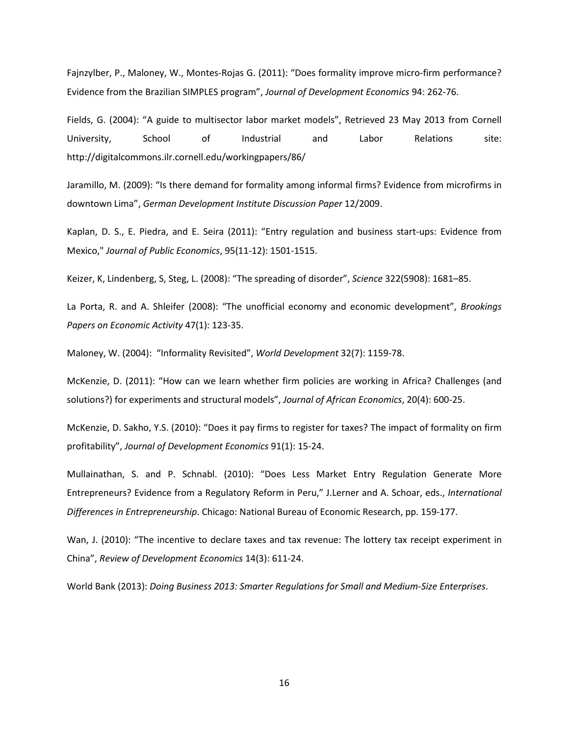Fajnzylber, P., Maloney, W., Montes-Rojas G. (2011): "Does formality improve micro-firm performance? Evidence from the Brazilian SIMPLES program", *Journal of Development Economics* 94: 262-76.

Fields, G. (2004): "A guide to multisector labor market models", Retrieved 23 May 2013 from Cornell University, School of Industrial and Labor Relations site: http://digitalcommons.ilr.cornell.edu/workingpapers/86/

Jaramillo, M. (2009): "Is there demand for formality among informal firms? Evidence from microfirms in downtown Lima", *German Development Institute Discussion Paper* 12/2009.

Kaplan, D. S., E. Piedra, and E. Seira (2011): "Entry regulation and business start-ups: Evidence from Mexico," *Journal of Public Economics*, 95(11-12): 1501-1515.

Keizer, K, Lindenberg, S, Steg, L. (2008): "The spreading of disorder", *Science* 322(5908): 1681–85.

La Porta, R. and A. Shleifer (2008): "The unofficial economy and economic development", *Brookings Papers on Economic Activity* 47(1): 123-35.

Maloney, W. (2004): "Informality Revisited", *World Development* 32(7): 1159-78.

McKenzie, D. (2011): "How can we learn whether firm policies are working in Africa? Challenges (and solutions?) for experiments and structural models", *Journal of African Economics*, 20(4): 600-25.

McKenzie, D. Sakho, Y.S. (2010): "Does it pay firms to register for taxes? The impact of formality on firm profitability", *Journal of Development Economics* 91(1): 15-24.

Mullainathan, S. and P. Schnabl. (2010): "Does Less Market Entry Regulation Generate More Entrepreneurs? Evidence from a Regulatory Reform in Peru," J.Lerner and A. Schoar, eds., *International Differences in Entrepreneurship*. Chicago: National Bureau of Economic Research, pp. 159-177.

Wan, J. (2010): "The incentive to declare taxes and tax revenue: The lottery tax receipt experiment in China", *Review of Development Economics* 14(3): 611-24.

World Bank (2013): *Doing Business 2013: Smarter Regulations for Small and Medium-Size Enterprises*.